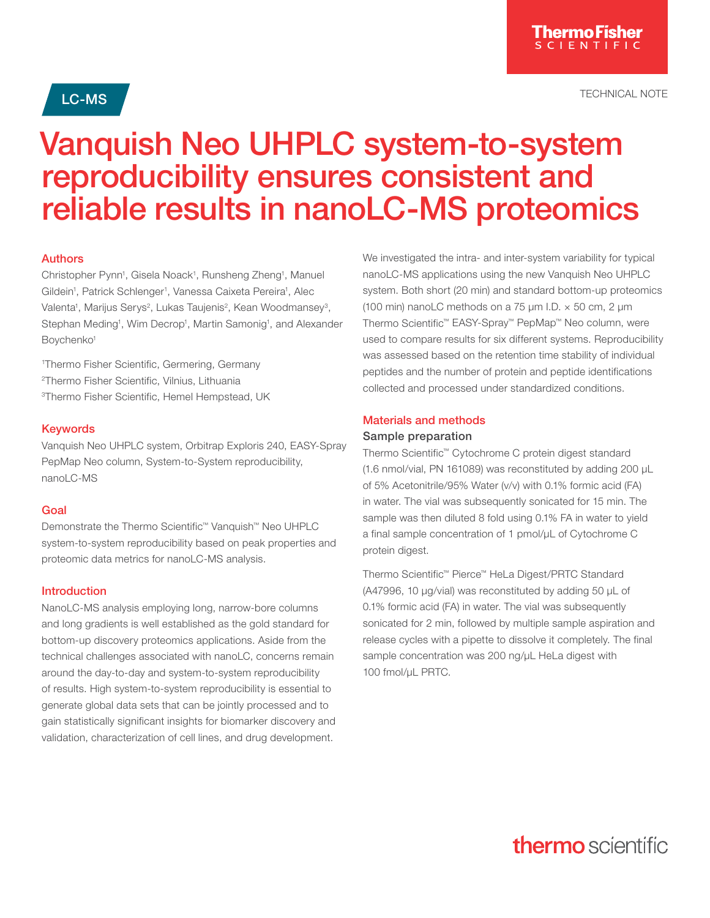LC-MS

TECHNICAL NOTE

# Vanquish Neo UHPLC system-to-system reproducibility ensures consistent and reliable results in nanoLC-MS proteomics

## Authors

Christopher Pynn[1], Gisela Noack[1], Runsheng Zheng[1], Manuel Gildein[1], Patrick Schlenger[1], Vanessa Caixeta Pereira[1], Alec Valenta[1], Marijus Serys[2], Lukas Taujenis[2], Kean Woodmansey[3], Stephan Meding[1], Wim Decrop[1], Martin Samonig[1], and Alexander Boychenko[1]

[1]Thermo Fisher Scientific, Germering, Germany
[2]Thermo Fisher Scientific, Vilnius, Lithuania
[3]Thermo Fisher Scientific, Hemel Hempstead, UK

## Keywords

Vanquish Neo UHPLC system, Orbitrap Exploris 240, EASY-Spray PepMap Neo column, System-to-System reproducibility, nanoLC-MS

## Goal

Demonstrate the Thermo Scientific™ Vanquish™ Neo UHPLC system-to-system reproducibility based on peak properties and proteomic data metrics for nanoLC-MS analysis.

## Introduction

NanoLC-MS analysis employing long, narrow-bore columns and long gradients is well established as the gold standard for bottom-up discovery proteomics applications. Aside from the technical challenges associated with nanoLC, concerns remain around the day-to-day and system-to-system reproducibility of results. High system-to-system reproducibility is essential to generate global data sets that can be jointly processed and to gain statistically significant insights for biomarker discovery and validation, characterization of cell lines, and drug development.

We investigated the intra- and inter-system variability for typical nanoLC-MS applications using the new Vanquish Neo UHPLC system. Both short (20 min) and standard bottom-up proteomics (100 min) nanoLC methods on a 75 µm I.D. × 50 cm, 2 µm Thermo Scientific™ EASY-Spray™ PepMap™ Neo column, were used to compare results for six different systems. Reproducibility was assessed based on the retention time stability of individual peptides and the number of protein and peptide identifications collected and processed under standardized conditions.

## Materials and methods

### Sample preparation

Thermo Scientific™ Cytochrome C protein digest standard (1.6 nmol/vial, PN 161089) was reconstituted by adding 200 µL of 5% Acetonitrile/95% Water (v/v) with 0.1% formic acid (FA) in water. The vial was subsequently sonicated for 15 min. The sample was then diluted 8 fold using 0.1% FA in water to yield a final sample concentration of 1 pmol/µL of Cytochrome C protein digest.

Thermo Scientific™ Pierce™ HeLa Digest/PRTC Standard (A47996, 10 µg/vial) was reconstituted by adding 50 µL of 0.1% formic acid (FA) in water. The vial was subsequently sonicated for 2 min, followed by multiple sample aspiration and release cycles with a pipette to dissolve it completely. The final sample concentration was 200 ng/µL HeLa digest with 100 fmol/µL PRTC.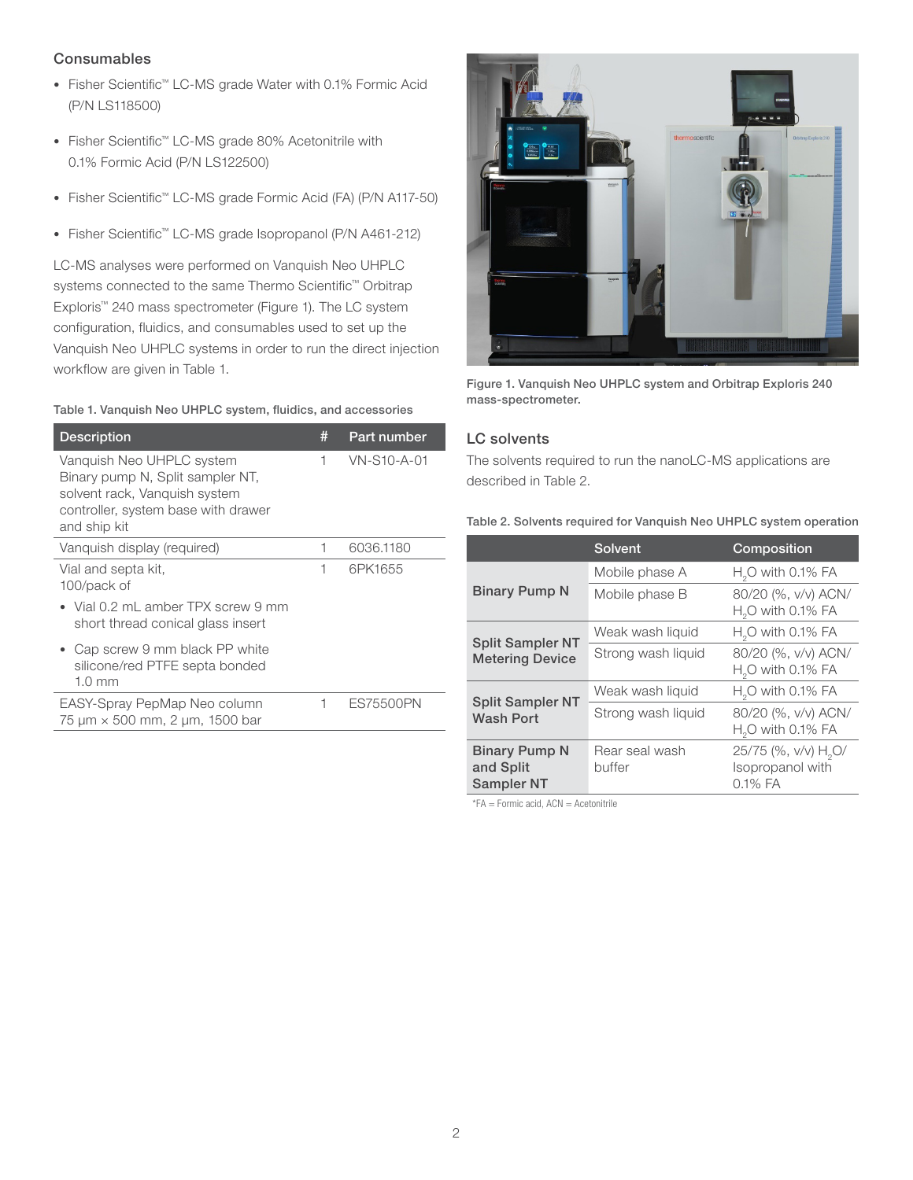## Consumables

- Fisher Scientific™ LC-MS grade Water with 0.1% Formic Acid (P/N LS118500)
- Fisher Scientific™ LC-MS grade 80% Acetonitrile with 0.1% Formic Acid (P/N LS122500)
- Fisher Scientific™ LC-MS grade Formic Acid (FA) (P/N A117-50)
- Fisher Scientific™ LC-MS grade Isopropanol (P/N A461-212)

LC-MS analyses were performed on Vanquish Neo UHPLC systems connected to the same Thermo Scientific™ Orbitrap Exploris™ 240 mass spectrometer (Figure 1). The LC system configuration, fluidics, and consumables used to set up the Vanquish Neo UHPLC systems in order to run the direct injection workflow are given in Table 1.

**Table 1. Vanquish Neo UHPLC system, fluidics, and accessories**

| Description | # | Part number |
|---|---|---|
| Vanquish Neo UHPLC system Binary pump N, Split sampler NT, solvent rack, Vanquish system controller, system base with drawer and ship kit | 1 | VN-S10-A-01 |
| Vanquish display (required) | 1 | 6036.1180 |
| Vial and septa kit, 100/pack of<br>• Vial 0.2 mL amber TPX screw 9 mm short thread conical glass insert<br>• Cap screw 9 mm black PP white silicone/red PTFE septa bonded 1.0 mm | 1 | 6PK1655 |
| EASY-Spray PepMap Neo column 75 µm × 500 mm, 2 µm, 1500 bar | 1 | ES75500PN |

**Figure 1. Vanquish Neo UHPLC system and Orbitrap Exploris 240 mass-spectrometer.**

## LC solvents

The solvents required to run the nanoLC-MS applications are described in Table 2.

**Table 2. Solvents required for Vanquish Neo UHPLC system operation**

| | Solvent | Composition |
|---|---|---|
| **Binary Pump N** | Mobile phase A | $H_2O$ with 0.1% FA |
| | Mobile phase B | 80/20 (%, v/v) ACN/ $H_2O$ with 0.1% FA |
| **Split Sampler NT Metering Device** | Weak wash liquid | $H_2O$ with 0.1% FA |
| | Strong wash liquid | 80/20 (%, v/v) ACN/ $H_2O$ with 0.1% FA |
| **Split Sampler NT Wash Port** | Weak wash liquid | $H_2O$ with 0.1% FA |
| | Strong wash liquid | 80/20 (%, v/v) ACN/ $H_2O$ with 0.1% FA |
| **Binary Pump N and Split Sampler NT** | Rear seal wash buffer | 25/75 (%, v/v) $H_2O$/ Isopropanol with 0.1% FA |

*FA = Formic acid, ACN = Acetonitrile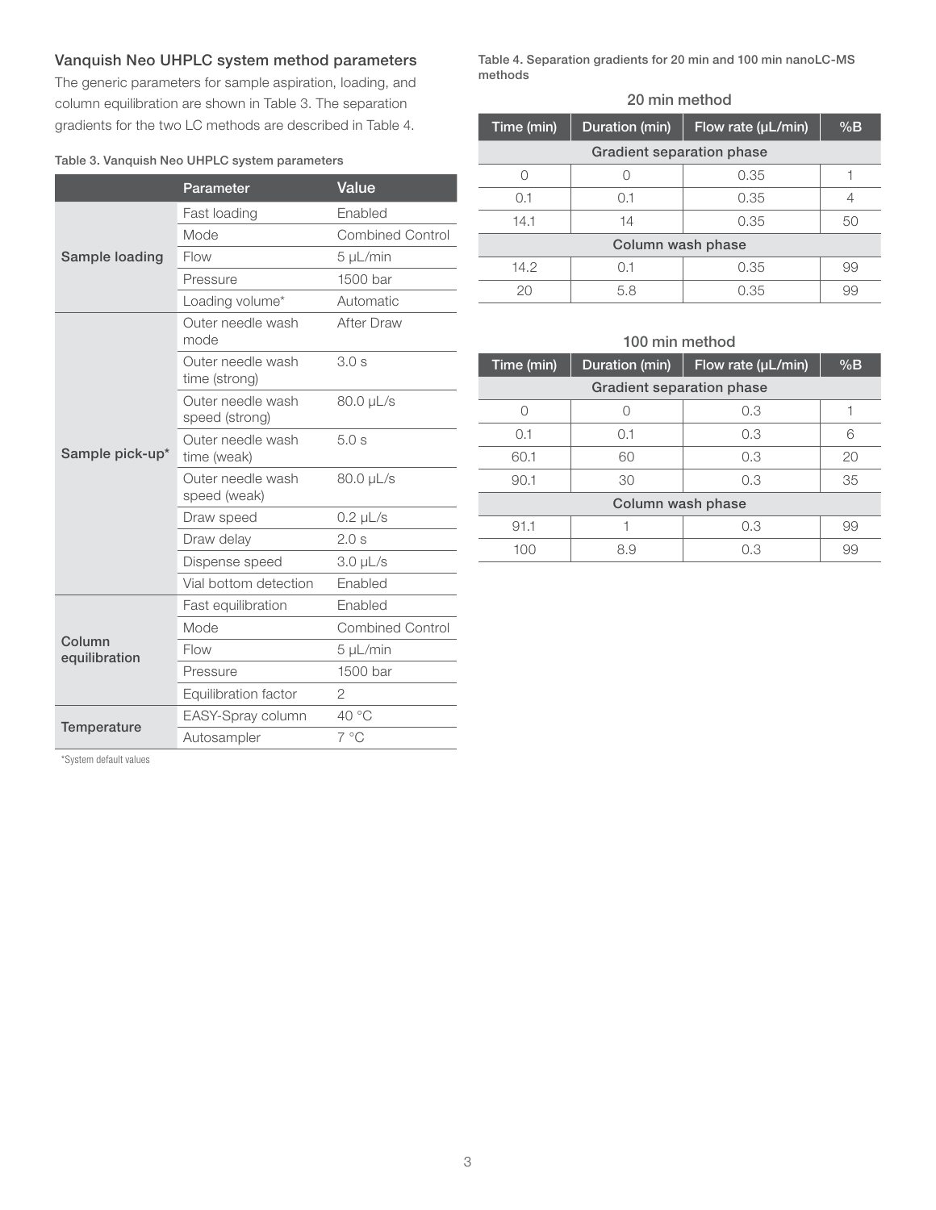### Vanquish Neo UHPLC system method parameters

The generic parameters for sample aspiration, loading, and column equilibration are shown in Table 3. The separation gradients for the two LC methods are described in Table 4.

Table 3. Vanquish Neo UHPLC system parameters

| | Parameter | Value |
|---|---|---|
| Sample loading | Fast loading | Enabled |
| | Mode | Combined Control |
| | Flow | 5 µL/min |
| | Pressure | 1500 bar |
| | Loading volume* | Automatic |
| Sample pick-up* | Outer needle wash mode | After Draw |
| | Outer needle wash time (strong) | 3.0 s |
| | Outer needle wash speed (strong) | 80.0 µL/s |
| | Outer needle wash time (weak) | 5.0 s |
| | Outer needle wash speed (weak) | 80.0 µL/s |
| | Draw speed | 0.2 µL/s |
| | Draw delay | 2.0 s |
| | Dispense speed | 3.0 µL/s |
| | Vial bottom detection | Enabled |
| Column equilibration | Fast equilibration | Enabled |
| | Mode | Combined Control |
| | Flow | 5 µL/min |
| | Pressure | 1500 bar |
| | Equilibration factor | 2 |
| Temperature | EASY-Spray column | 40 °C |
| | Autosampler | 7 °C |

*System default values

Table 4. Separation gradients for 20 min and 100 min nanoLC-MS methods

20 min method

| Time (min) | Duration (min) | Flow rate (µL/min) | %B |
|---|---|---|---|
| **Gradient separation phase** | | | |
| 0 | 0 | 0.35 | 1 |
| 0.1 | 0.1 | 0.35 | 4 |
| 14.1 | 14 | 0.35 | 50 |
| **Column wash phase** | | | |
| 14.2 | 0.1 | 0.35 | 99 |
| 20 | 5.8 | 0.35 | 99 |

100 min method

| Time (min) | Duration (min) | Flow rate (µL/min) | %B |
|---|---|---|---|
| **Gradient separation phase** | | | |
| 0 | 0 | 0.3 | 1 |
| 0.1 | 0.1 | 0.3 | 6 |
| 60.1 | 60 | 0.3 | 20 |
| 90.1 | 30 | 0.3 | 35 |
| **Column wash phase** | | | |
| 91.1 | 1 | 0.3 | 99 |
| 100 | 8.9 | 0.3 | 99 |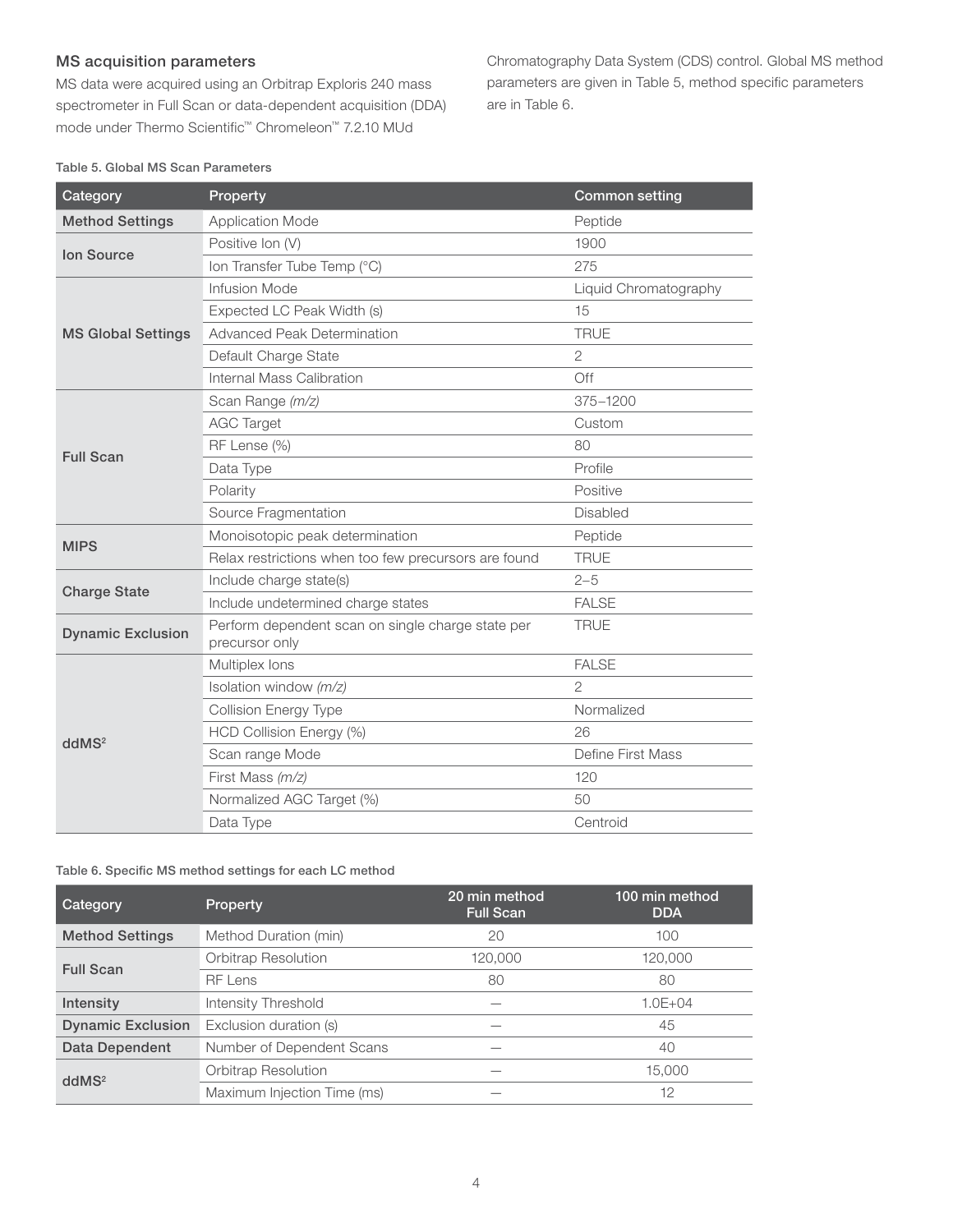## MS acquisition parameters

MS data were acquired using an Orbitrap Exploris 240 mass spectrometer in Full Scan or data-dependent acquisition (DDA) mode under Thermo Scientific™ Chromeleon™ 7.2.10 MUd Chromatography Data System (CDS) control. Global MS method parameters are given in Table 5, method specific parameters are in Table 6.

**Table 5. Global MS Scan Parameters**

| Category | Property | Common setting |
|---|---|---|
| **Method Settings** | Application Mode | Peptide |
| **Ion Source** | Positive Ion (V) | 1900 |
| | Ion Transfer Tube Temp (°C) | 275 |
| **MS Global Settings** | Infusion Mode | Liquid Chromatography |
| | Expected LC Peak Width (s) | 15 |
| | Advanced Peak Determination | TRUE |
| | Default Charge State | 2 |
| | Internal Mass Calibration | Off |
| **Full Scan** | Scan Range *(m/z)* | 375–1200 |
| | AGC Target | Custom |
| | RF Lense (%) | 80 |
| | Data Type | Profile |
| | Polarity | Positive |
| | Source Fragmentation | Disabled |
| **MIPS** | Monoisotopic peak determination | Peptide |
| | Relax restrictions when too few precursors are found | TRUE |
| **Charge State** | Include charge state(s) | 2–5 |
| | Include undetermined charge states | FALSE |
| **Dynamic Exclusion** | Perform dependent scan on single charge state per precursor only | TRUE |
| **ddMS$^2$** | Multiplex Ions | FALSE |
| | Isolation window *(m/z)* | 2 |
| | Collision Energy Type | Normalized |
| | HCD Collision Energy (%) | 26 |
| | Scan range Mode | Define First Mass |
| | First Mass *(m/z)* | 120 |
| | Normalized AGC Target (%) | 50 |
| | Data Type | Centroid |

**Table 6. Specific MS method settings for each LC method**

| Category | Property | 20 min method Full Scan | 100 min method DDA |
|---|---|---|---|
| **Method Settings** | Method Duration (min) | 20 | 100 |
| **Full Scan** | Orbitrap Resolution | 120,000 | 120,000 |
| | RF Lens | 80 | 80 |
| **Intensity** | Intensity Threshold | — | 1.0E+04 |
| **Dynamic Exclusion** | Exclusion duration (s) | — | 45 |
| **Data Dependent** | Number of Dependent Scans | — | 40 |
| **ddMS$^2$** | Orbitrap Resolution | — | 15,000 |
| | Maximum Injection Time (ms) | — | 12 |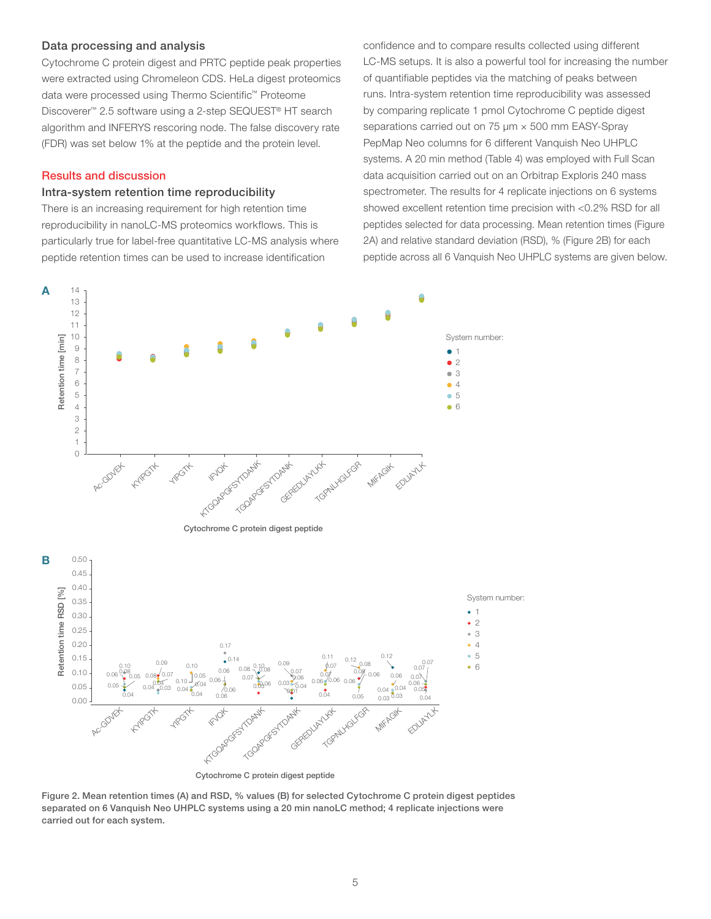### Data processing and analysis

Cytochrome C protein digest and PRTC peptide peak properties were extracted using Chromeleon CDS. HeLa digest proteomics data were processed using Thermo Scientific™ Proteome Discoverer™ 2.5 software using a 2-step SEQUEST® HT search algorithm and INFERYS rescoring node. The false discovery rate (FDR) was set below 1% at the peptide and the protein level.

## Results and discussion

### Intra-system retention time reproducibility

There is an increasing requirement for high retention time reproducibility in nanoLC-MS proteomics workflows. This is particularly true for label-free quantitative LC-MS analysis where peptide retention times can be used to increase identification confidence and to compare results collected using different LC-MS setups. It is also a powerful tool for increasing the number of quantifiable peptides via the matching of peaks between runs. Intra-system retention time reproducibility was assessed by comparing replicate 1 pmol Cytochrome C peptide digest separations carried out on 75 µm × 500 mm EASY-Spray PepMap Neo columns for 6 different Vanquish Neo UHPLC systems. A 20 min method (Table 4) was employed with Full Scan data acquisition carried out on an Orbitrap Exploris 240 mass spectrometer. The results for 4 replicate injections on 6 systems showed excellent retention time precision with <0.2% RSD for all peptides selected for data processing. Mean retention times (Figure 2A) and relative standard deviation (RSD), % (Figure 2B) for each peptide across all 6 Vanquish Neo UHPLC systems are given below.

Figure 2. Mean retention times (A) and RSD, % values (B) for selected Cytochrome C protein digest peptides separated on 6 Vanquish Neo UHPLC systems using a 20 min nanoLC method; 4 replicate injections were carried out for each system.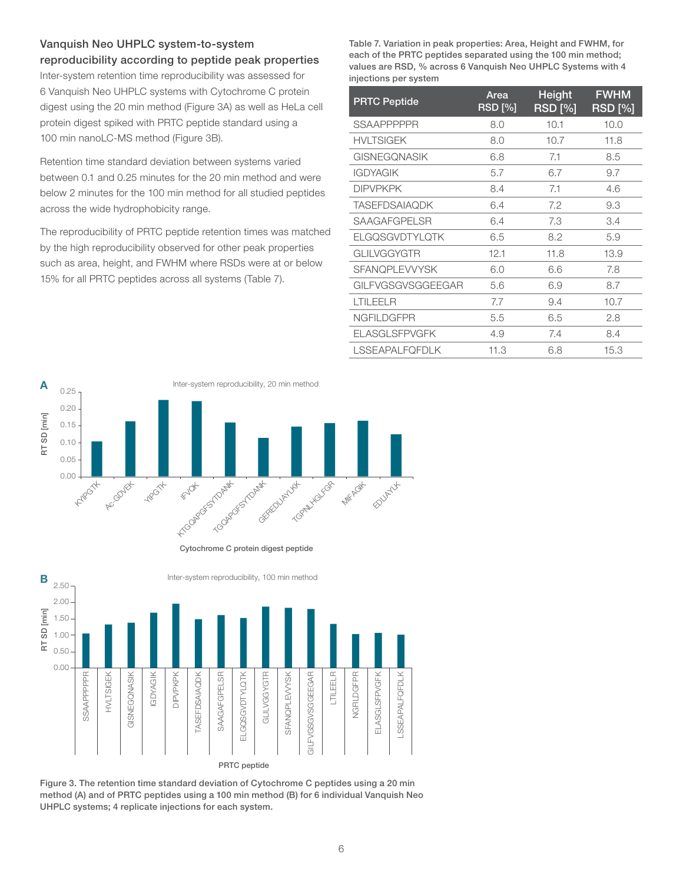## Vanquish Neo UHPLC system-to-system reproducibility according to peptide peak properties

Inter-system retention time reproducibility was assessed for 6 Vanquish Neo UHPLC systems with Cytochrome C protein digest using the 20 min method (Figure 3A) as well as HeLa cell protein digest spiked with PRTC peptide standard using a 100 min nanoLC-MS method (Figure 3B).

Retention time standard deviation between systems varied between 0.1 and 0.25 minutes for the 20 min method and were below 2 minutes for the 100 min method for all studied peptides across the wide hydrophobicity range.

The reproducibility of PRTC peptide retention times was matched by the high reproducibility observed for other peak properties such as area, height, and FWHM where RSDs were at or below 15% for all PRTC peptides across all systems (Table 7).

Table 7. Variation in peak properties: Area, Height and FWHM, for each of the PRTC peptides separated using the 100 min method; values are RSD, % across 6 Vanquish Neo UHPLC Systems with 4 injections per system

| PRTC Peptide | Area RSD [%] | Height RSD [%] | FWHM RSD [%] |
|---|---|---|---|
| SSAAPPPPPR | 8.0 | 10.1 | 10.0 |
| HVLTSIGEK | 8.0 | 10.7 | 11.8 |
| GISNEGQNASIK | 6.8 | 7.1 | 8.5 |
| IGDYAGIK | 5.7 | 6.7 | 9.7 |
| DIPVPKPK | 8.4 | 7.1 | 4.6 |
| TASEFDSAIAQDK | 6.4 | 7.2 | 9.3 |
| SAAGAFGPELSR | 6.4 | 7.3 | 3.4 |
| ELGQSGVDTYLQTK | 6.5 | 8.2 | 5.9 |
| GLILVGGYGTR | 12.1 | 11.8 | 13.9 |
| SFANQPLEVVYSK | 6.0 | 6.6 | 7.8 |
| GILFVGSGVSGGEEGAR | 5.6 | 6.9 | 8.7 |
| LTILEELR | 7.7 | 9.4 | 10.7 |
| NGFILDGFPR | 5.5 | 6.5 | 2.8 |
| ELASGLSFPVGFK | 4.9 | 7.4 | 8.4 |
| LSSEAPALFQFDLK | 11.3 | 6.8 | 15.3 |

Figure 3. The retention time standard deviation of Cytochrome C peptides using a 20 min method (A) and of PRTC peptides using a 100 min method (B) for 6 individual Vanquish Neo UHPLC systems; 4 replicate injections for each system.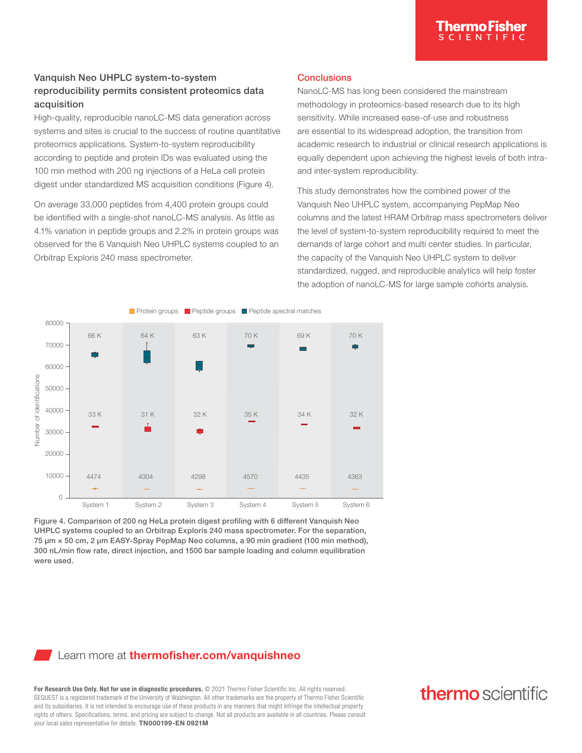### Vanquish Neo UHPLC system-to-system reproducibility permits consistent proteomics data acquisition

High-quality, reproducible nanoLC-MS data generation across systems and sites is crucial to the success of routine quantitative proteomics applications. System-to-system reproducibility according to peptide and protein IDs was evaluated using the 100 min method with 200 ng injections of a HeLa cell protein digest under standardized MS acquisition conditions (Figure 4).

On average 33,000 peptides from 4,400 protein groups could be identified with a single-shot nanoLC-MS analysis. As little as 4.1% variation in peptide groups and 2.2% in protein groups was observed for the 6 Vanquish Neo UHPLC systems coupled to an Orbitrap Exploris 240 mass spectrometer.

Protein groups
Peptide groups
Peptide spectral matches

Number of identifications

80000
70000
60000
50000
40000
30000
20000
10000
0

66 K
64 K
63 K
70 K
69 K
70 K

33 K
31 K
32 K
35 K
34 K
32 K

4474
4304
4298
4570
4435
4363

System 1
System 2
System 3
System 4
System 5
System 6

**Figure 4. Comparison of 200 ng HeLa protein digest profiling with 6 different Vanquish Neo UHPLC systems coupled to an Orbitrap Exploris 240 mass spectrometer. For the separation, 75 µm × 50 cm, 2 µm EASY-Spray PepMap Neo columns, a 90 min gradient (100 min method), 300 nL/min flow rate, direct injection, and 1500 bar sample loading and column equilibration were used.**

## Conclusions

NanoLC-MS has long been considered the mainstream methodology in proteomics-based research due to its high sensitivity. While increased ease-of-use and robustness are essential to its widespread adoption, the transition from academic research to industrial or clinical research applications is equally dependent upon achieving the highest levels of both intra- and inter-system reproducibility.

This study demonstrates how the combined power of the Vanquish Neo UHPLC system, accompanying PepMap Neo columns and the latest HRAM Orbitrap mass spectrometers deliver the level of system-to-system reproducibility required to meet the demands of large cohort and multi center studies. In particular, the capacity of the Vanquish Neo UHPLC system to deliver standardized, rugged, and reproducible analytics will help foster the adoption of nanoLC-MS for large sample cohorts analysis.

Learn more at **thermofisher.com/vanquishneo**

**For Research Use Only. Not for use in diagnostic procedures.** © 2021 Thermo Fisher Scientific Inc. All rights reserved. SEQUEST is a registered trademark of the University of Washington. All other trademarks are the property of Thermo Fisher Scientific and its subsidiaries. It is not intended to encourage use of these products in any manners that might infringe the intellectual property rights of others. Specifications, terms, and pricing are subject to change. Not all products are available in all countries. Please consult your local sales representative for details. **TN000199-EN 0921M**

thermo scientific